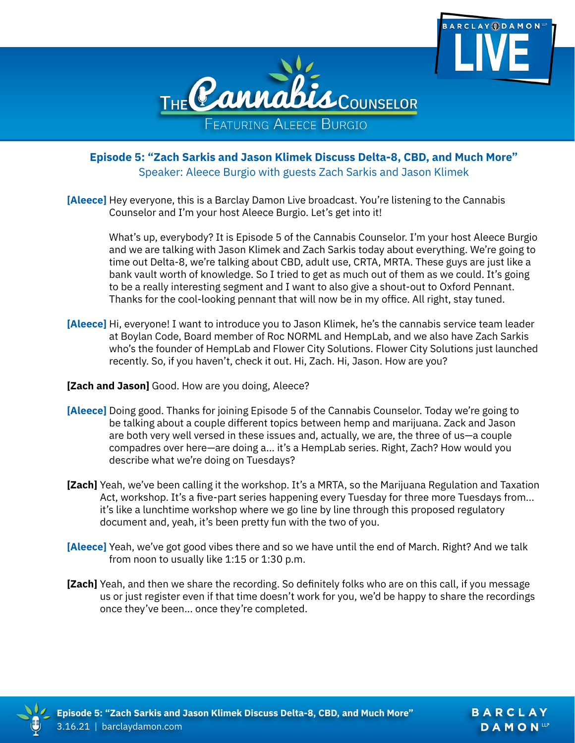# The Cannabis Counselor

Featuring Aleece Burgio

## Episode 5: "Zach Sarkis and Jason Klimek Discuss Delta-8, CBD, and Much More"

Speaker: Aleece Burgio with guests Zach Sarkis and Jason Klimek

**[Aleece]** Hey everyone, this is a Barclay Damon Live broadcast. You're listening to the Cannabis Counselor and I'm your host Aleece Burgio. Let's get into it!

What's up, everybody? It is Episode 5 of the Cannabis Counselor. I'm your host Aleece Burgio and we are talking with Jason Klimek and Zach Sarkis today about everything. We're going to time out Delta-8, we're talking about CBD, adult use, CRTA, MRTA. These guys are just like a bank vault worth of knowledge. So I tried to get as much out of them as we could. It's going to be a really interesting segment and I want to also give a shout-out to Oxford Pennant. Thanks for the cool-looking pennant that will now be in my office. All right, stay tuned.

**[Aleece]** Hi, everyone! I want to introduce you to Jason Klimek, he's the cannabis service team leader at Boylan Code, Board member of Roc NORML and HempLab, and we also have Zach Sarkis who's the founder of HempLab and Flower City Solutions. Flower City Solutions just launched recently. So, if you haven't, check it out. Hi, Zach. Hi, Jason. How are you?

**[Zach and Jason]** Good. How are you doing, Aleece?

**[Aleece]** Doing good. Thanks for joining Episode 5 of the Cannabis Counselor. Today we're going to be talking about a couple different topics between hemp and marijuana. Zack and Jason are both very well versed in these issues and, actually, we are, the three of us—a couple compadres over here—are doing a... it's a HempLab series. Right, Zach? How would you describe what we're doing on Tuesdays?

**[Zach]** Yeah, we've been calling it the workshop. It's a MRTA, so the Marijuana Regulation and Taxation Act, workshop. It's a five-part series happening every Tuesday for three more Tuesdays from... it's like a lunchtime workshop where we go line by line through this proposed regulatory document and, yeah, it's been pretty fun with the two of you.

**[Aleece]** Yeah, we've got good vibes there and so we have until the end of March. Right? And we talk from noon to usually like 1:15 or 1:30 p.m.

**[Zach]** Yeah, and then we share the recording. So definitely folks who are on this call, if you message us or just register even if that time doesn't work for you, we'd be happy to share the recordings once they've been... once they're completed.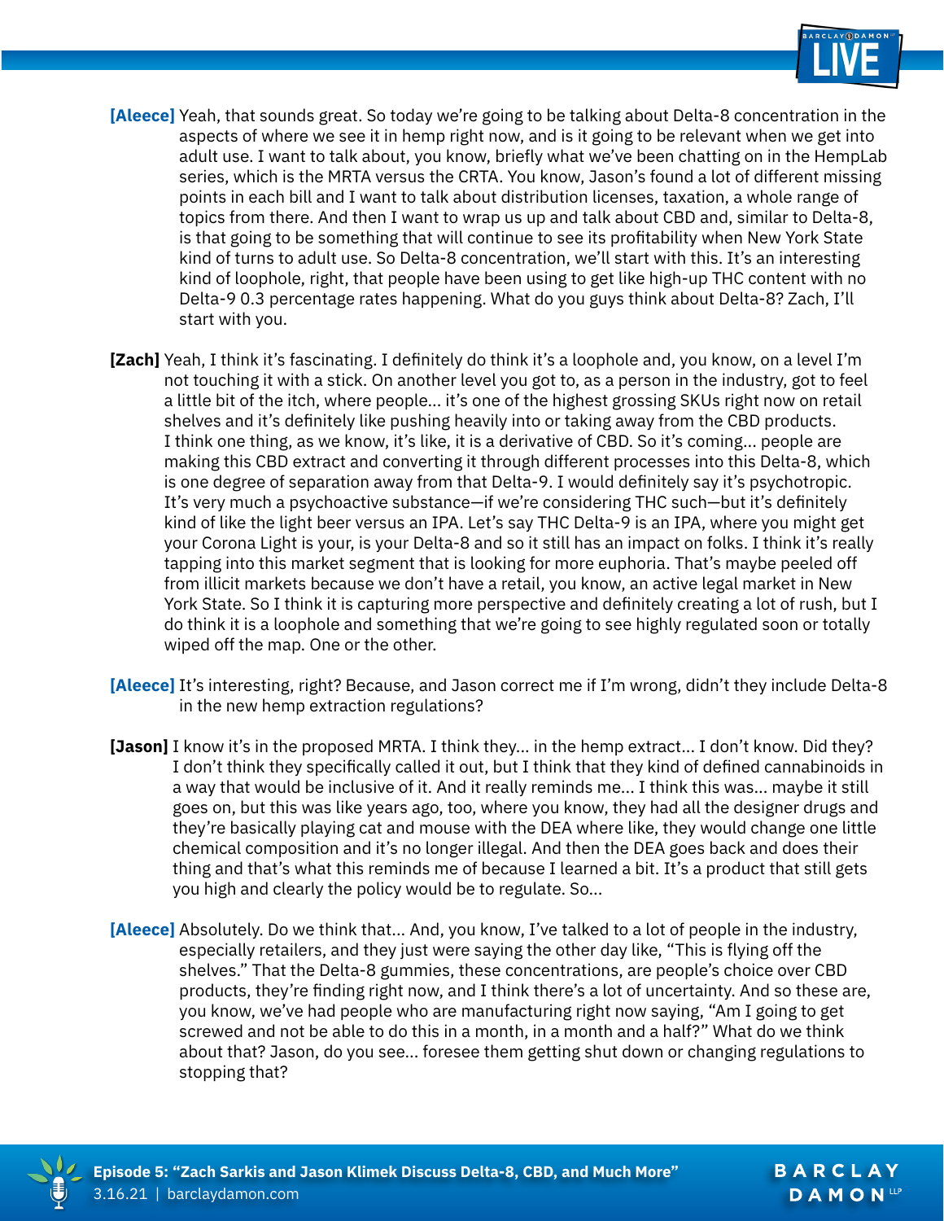**[Aleece]** Yeah, that sounds great. So today we're going to be talking about Delta-8 concentration in the aspects of where we see it in hemp right now, and is it going to be relevant when we get into adult use. I want to talk about, you know, briefly what we've been chatting on in the HempLab series, which is the MRTA versus the CRTA. You know, Jason's found a lot of different missing points in each bill and I want to talk about distribution licenses, taxation, a whole range of topics from there. And then I want to wrap us up and talk about CBD and, similar to Delta-8, is that going to be something that will continue to see its profitability when New York State kind of turns to adult use. So Delta-8 concentration, we'll start with this. It's an interesting kind of loophole, right, that people have been using to get like high-up THC content with no Delta-9 0.3 percentage rates happening. What do you guys think about Delta-8? Zach, I'll start with you.

**[Zach]** Yeah, I think it's fascinating. I definitely do think it's a loophole and, you know, on a level I'm not touching it with a stick. On another level you got to, as a person in the industry, got to feel a little bit of the itch, where people… it's one of the highest grossing SKUs right now on retail shelves and it's definitely like pushing heavily into or taking away from the CBD products. I think one thing, as we know, it's like, it is a derivative of CBD. So it's coming… people are making this CBD extract and converting it through different processes into this Delta-8, which is one degree of separation away from that Delta-9. I would definitely say it's psychotropic. It's very much a psychoactive substance—if we're considering THC such—but it's definitely kind of like the light beer versus an IPA. Let's say THC Delta-9 is an IPA, where you might get your Corona Light is your, is your Delta-8 and so it still has an impact on folks. I think it's really tapping into this market segment that is looking for more euphoria. That's maybe peeled off from illicit markets because we don't have a retail, you know, an active legal market in New York State. So I think it is capturing more perspective and definitely creating a lot of rush, but I do think it is a loophole and something that we're going to see highly regulated soon or totally wiped off the map. One or the other.

**[Aleece]** It's interesting, right? Because, and Jason correct me if I'm wrong, didn't they include Delta-8 in the new hemp extraction regulations?

**[Jason]** I know it's in the proposed MRTA. I think they… in the hemp extract… I don't know. Did they? I don't think they specifically called it out, but I think that they kind of defined cannabinoids in a way that would be inclusive of it. And it really reminds me… I think this was… maybe it still goes on, but this was like years ago, too, where you know, they had all the designer drugs and they're basically playing cat and mouse with the DEA where like, they would change one little chemical composition and it's no longer illegal. And then the DEA goes back and does their thing and that's what this reminds me of because I learned a bit. It's a product that still gets you high and clearly the policy would be to regulate. So…

**[Aleece]** Absolutely. Do we think that… And, you know, I've talked to a lot of people in the industry, especially retailers, and they just were saying the other day like, "This is flying off the shelves." That the Delta-8 gummies, these concentrations, are people's choice over CBD products, they're finding right now, and I think there's a lot of uncertainty. And so these are, you know, we've had people who are manufacturing right now saying, "Am I going to get screwed and not be able to do this in a month, in a month and a half?" What do we think about that? Jason, do you see… foresee them getting shut down or changing regulations to stopping that?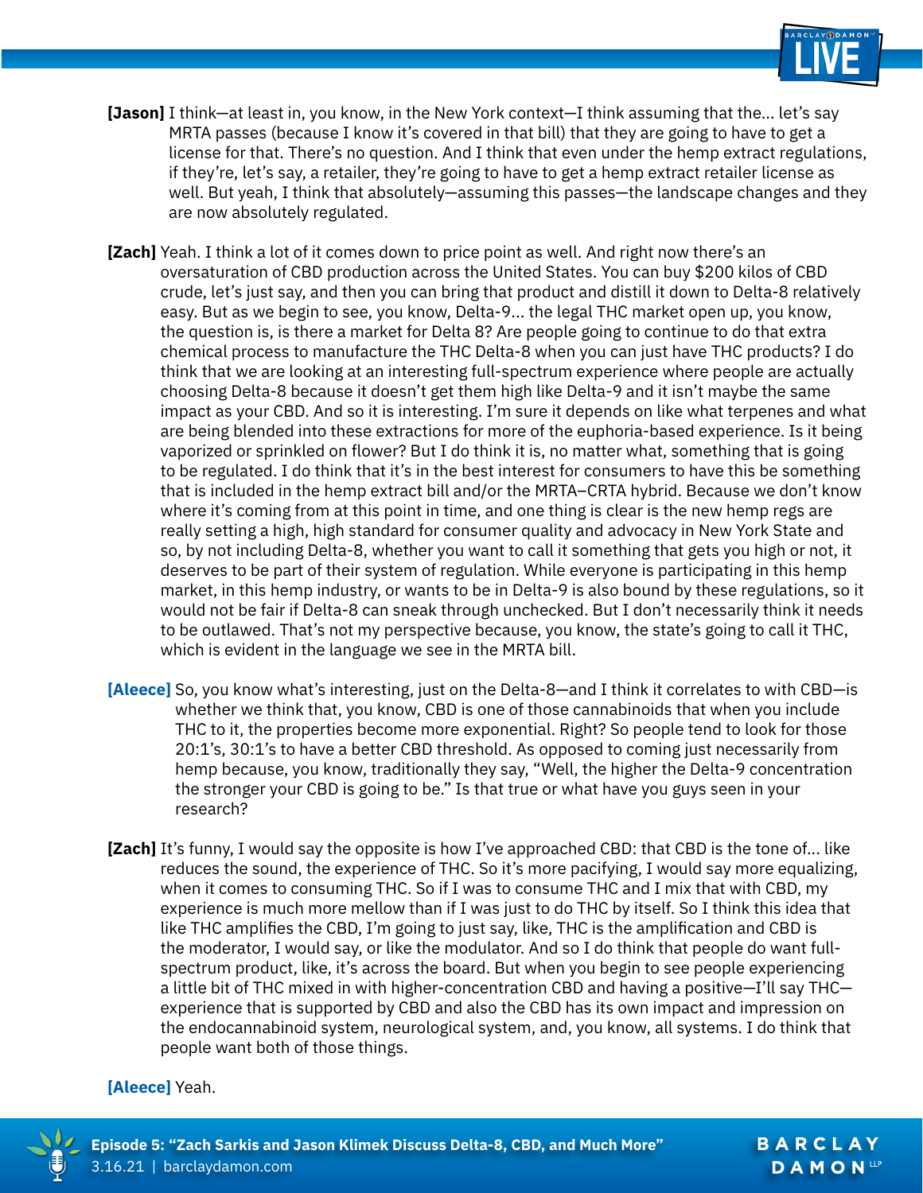**[Jason]** I think—at least in, you know, in the New York context—I think assuming that the... let's say MRTA passes (because I know it's covered in that bill) that they are going to have to get a license for that. There's no question. And I think that even under the hemp extract regulations, if they're, let's say, a retailer, they're going to have to get a hemp extract retailer license as well. But yeah, I think that absolutely—assuming this passes—the landscape changes and they are now absolutely regulated.

**[Zach]** Yeah. I think a lot of it comes down to price point as well. And right now there's an oversaturation of CBD production across the United States. You can buy $200 kilos of CBD crude, let's just say, and then you can bring that product and distill it down to Delta-8 relatively easy. But as we begin to see, you know, Delta-9... the legal THC market open up, you know, the question is, is there a market for Delta 8? Are people going to continue to do that extra chemical process to manufacture the THC Delta-8 when you can just have THC products? I do think that we are looking at an interesting full-spectrum experience where people are actually choosing Delta-8 because it doesn't get them high like Delta-9 and it isn't maybe the same impact as your CBD. And so it is interesting. I'm sure it depends on like what terpenes and what are being blended into these extractions for more of the euphoria-based experience. Is it being vaporized or sprinkled on flower? But I do think it is, no matter what, something that is going to be regulated. I do think that it's in the best interest for consumers to have this be something that is included in the hemp extract bill and/or the MRTA–CRTA hybrid. Because we don't know where it's coming from at this point in time, and one thing is clear is the new hemp regs are really setting a high, high standard for consumer quality and advocacy in New York State and so, by not including Delta-8, whether you want to call it something that gets you high or not, it deserves to be part of their system of regulation. While everyone is participating in this hemp market, in this hemp industry, or wants to be in Delta-9 is also bound by these regulations, so it would not be fair if Delta-8 can sneak through unchecked. But I don't necessarily think it needs to be outlawed. That's not my perspective because, you know, the state's going to call it THC, which is evident in the language we see in the MRTA bill.

**[Aleece]** So, you know what's interesting, just on the Delta-8—and I think it correlates to with CBD—is whether we think that, you know, CBD is one of those cannabinoids that when you include THC to it, the properties become more exponential. Right? So people tend to look for those 20:1's, 30:1's to have a better CBD threshold. As opposed to coming just necessarily from hemp because, you know, traditionally they say, "Well, the higher the Delta-9 concentration the stronger your CBD is going to be." Is that true or what have you guys seen in your research?

**[Zach]** It's funny, I would say the opposite is how I've approached CBD: that CBD is the tone of... like reduces the sound, the experience of THC. So it's more pacifying, I would say more equalizing, when it comes to consuming THC. So if I was to consume THC and I mix that with CBD, my experience is much more mellow than if I was just to do THC by itself. So I think this idea that like THC amplifies the CBD, I'm going to just say, like, THC is the amplification and CBD is the moderator, I would say, or like the modulator. And so I do think that people do want full-spectrum product, like, it's across the board. But when you begin to see people experiencing a little bit of THC mixed in with higher-concentration CBD and having a positive—I'll say THC—experience that is supported by CBD and also the CBD has its own impact and impression on the endocannabinoid system, neurological system, and, you know, all systems. I do think that people want both of those things.

**[Aleece]** Yeah.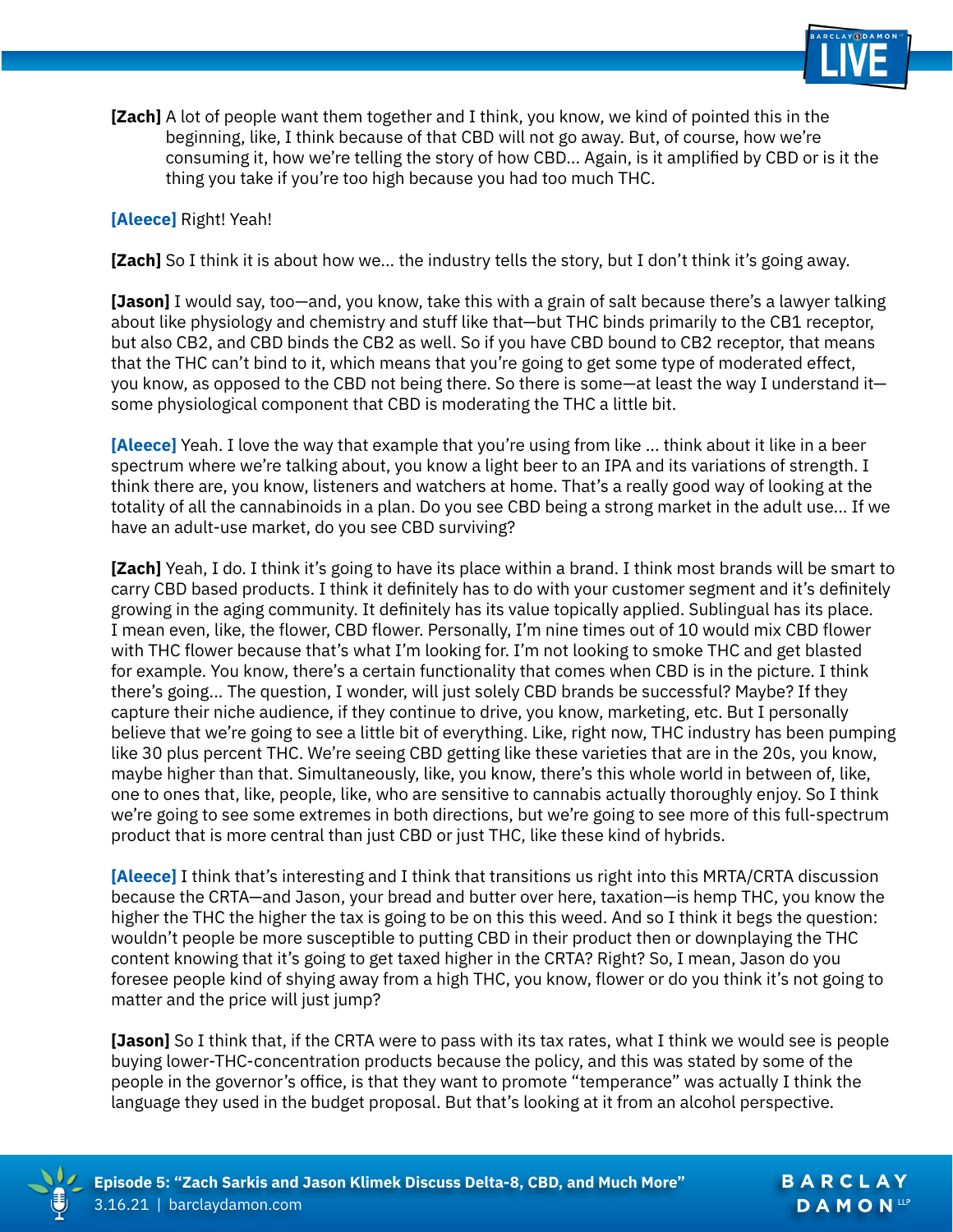**[Zach]** A lot of people want them together and I think, you know, we kind of pointed this in the beginning, like, I think because of that CBD will not go away. But, of course, how we're consuming it, how we're telling the story of how CBD... Again, is it amplified by CBD or is it the thing you take if you're too high because you had too much THC.

**[Aleece]** Right! Yeah!

**[Zach]** So I think it is about how we... the industry tells the story, but I don't think it's going away.

**[Jason]** I would say, too—and, you know, take this with a grain of salt because there's a lawyer talking about like physiology and chemistry and stuff like that—but THC binds primarily to the CB1 receptor, but also CB2, and CBD binds the CB2 as well. So if you have CBD bound to CB2 receptor, that means that the THC can't bind to it, which means that you're going to get some type of moderated effect, you know, as opposed to the CBD not being there. So there is some—at least the way I understand it—some physiological component that CBD is moderating the THC a little bit.

**[Aleece]** Yeah. I love the way that example that you're using from like ... think about it like in a beer spectrum where we're talking about, you know a light beer to an IPA and its variations of strength. I think there are, you know, listeners and watchers at home. That's a really good way of looking at the totality of all the cannabinoids in a plan. Do you see CBD being a strong market in the adult use... If we have an adult-use market, do you see CBD surviving?

**[Zach]** Yeah, I do. I think it's going to have its place within a brand. I think most brands will be smart to carry CBD based products. I think it definitely has to do with your customer segment and it's definitely growing in the aging community. It definitely has its value topically applied. Sublingual has its place. I mean even, like, the flower, CBD flower. Personally, I'm nine times out of 10 would mix CBD flower with THC flower because that's what I'm looking for. I'm not looking to smoke THC and get blasted for example. You know, there's a certain functionality that comes when CBD is in the picture. I think there's going... The question, I wonder, will just solely CBD brands be successful? Maybe? If they capture their niche audience, if they continue to drive, you know, marketing, etc. But I personally believe that we're going to see a little bit of everything. Like, right now, THC industry has been pumping like 30 plus percent THC. We're seeing CBD getting like these varieties that are in the 20s, you know, maybe higher than that. Simultaneously, like, you know, there's this whole world in between of, like, one to ones that, like, people, like, who are sensitive to cannabis actually thoroughly enjoy. So I think we're going to see some extremes in both directions, but we're going to see more of this full-spectrum product that is more central than just CBD or just THC, like these kind of hybrids.

**[Aleece]** I think that's interesting and I think that transitions us right into this MRTA/CRTA discussion because the CRTA—and Jason, your bread and butter over here, taxation—is hemp THC, you know the higher the THC the higher the tax is going to be on this this weed. And so I think it begs the question: wouldn't people be more susceptible to putting CBD in their product then or downplaying the THC content knowing that it's going to get taxed higher in the CRTA? Right? So, I mean, Jason do you foresee people kind of shying away from a high THC, you know, flower or do you think it's not going to matter and the price will just jump?

**[Jason]** So I think that, if the CRTA were to pass with its tax rates, what I think we would see is people buying lower-THC-concentration products because the policy, and this was stated by some of the people in the governor's office, is that they want to promote "temperance" was actually I think the language they used in the budget proposal. But that's looking at it from an alcohol perspective.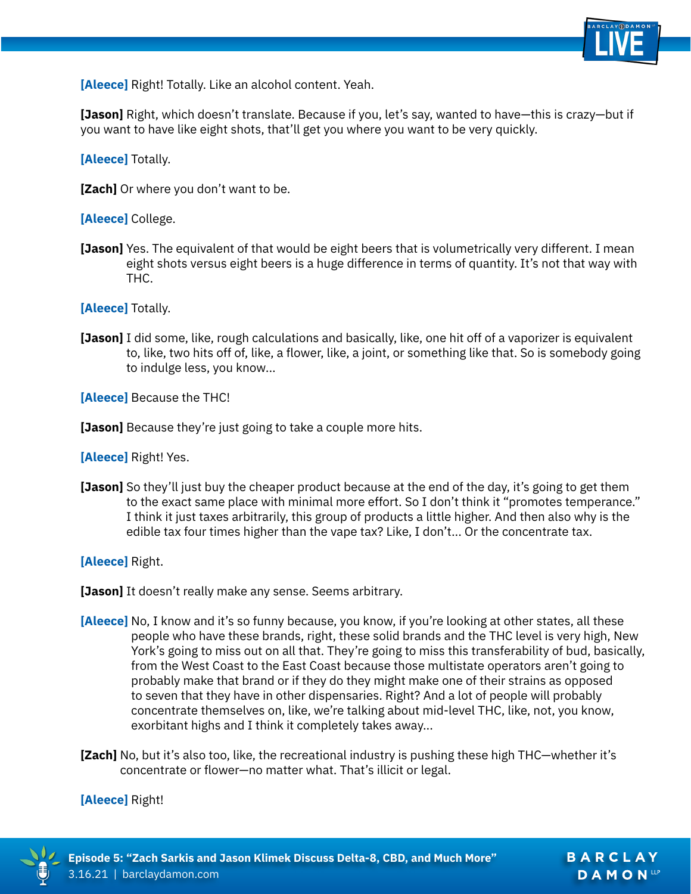**[Aleece]** Right! Totally. Like an alcohol content. Yeah.

**[Jason]** Right, which doesn't translate. Because if you, let's say, wanted to have—this is crazy—but if you want to have like eight shots, that'll get you where you want to be very quickly.

**[Aleece]** Totally.

**[Zach]** Or where you don't want to be.

**[Aleece]** College.

**[Jason]** Yes. The equivalent of that would be eight beers that is volumetrically very different. I mean eight shots versus eight beers is a huge difference in terms of quantity. It's not that way with THC.

**[Aleece]** Totally.

**[Jason]** I did some, like, rough calculations and basically, like, one hit off of a vaporizer is equivalent to, like, two hits off of, like, a flower, like, a joint, or something like that. So is somebody going to indulge less, you know...

**[Aleece]** Because the THC!

**[Jason]** Because they're just going to take a couple more hits.

**[Aleece]** Right! Yes.

**[Jason]** So they'll just buy the cheaper product because at the end of the day, it's going to get them to the exact same place with minimal more effort. So I don't think it "promotes temperance." I think it just taxes arbitrarily, this group of products a little higher. And then also why is the edible tax four times higher than the vape tax? Like, I don't... Or the concentrate tax.

**[Aleece]** Right.

**[Jason]** It doesn't really make any sense. Seems arbitrary.

**[Aleece]** No, I know and it's so funny because, you know, if you're looking at other states, all these people who have these brands, right, these solid brands and the THC level is very high, New York's going to miss out on all that. They're going to miss this transferability of bud, basically, from the West Coast to the East Coast because those multistate operators aren't going to probably make that brand or if they do they might make one of their strains as opposed to seven that they have in other dispensaries. Right? And a lot of people will probably concentrate themselves on, like, we're talking about mid-level THC, like, not, you know, exorbitant highs and I think it completely takes away...

**[Zach]** No, but it's also too, like, the recreational industry is pushing these high THC—whether it's concentrate or flower—no matter what. That's illicit or legal.

**[Aleece]** Right!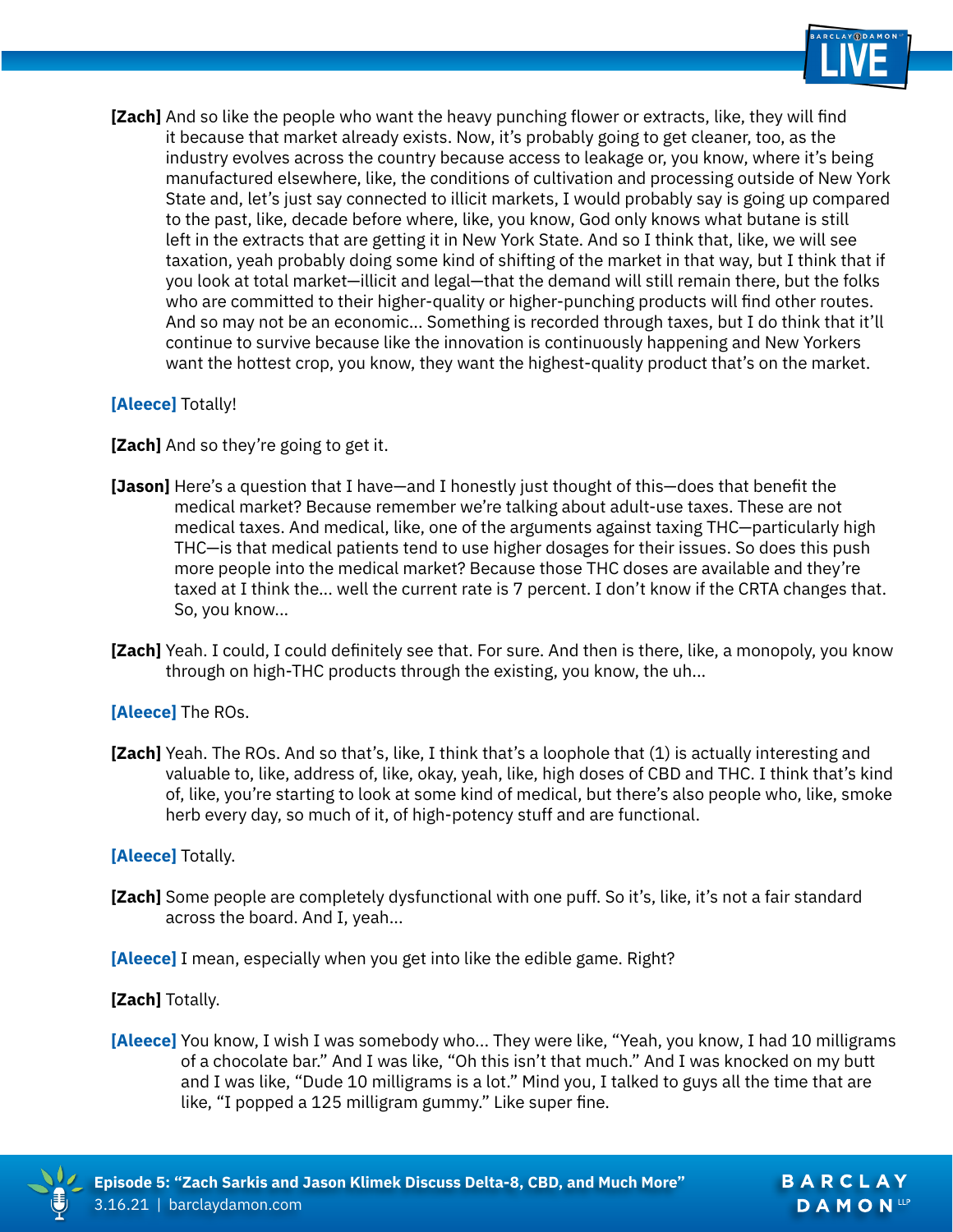**[Zach]** And so like the people who want the heavy punching flower or extracts, like, they will find it because that market already exists. Now, it's probably going to get cleaner, too, as the industry evolves across the country because access to leakage or, you know, where it's being manufactured elsewhere, like, the conditions of cultivation and processing outside of New York State and, let's just say connected to illicit markets, I would probably say is going up compared to the past, like, decade before where, like, you know, God only knows what butane is still left in the extracts that are getting it in New York State. And so I think that, like, we will see taxation, yeah probably doing some kind of shifting of the market in that way, but I think that if you look at total market—illicit and legal—that the demand will still remain there, but the folks who are committed to their higher-quality or higher-punching products will find other routes. And so may not be an economic... Something is recorded through taxes, but I do think that it'll continue to survive because like the innovation is continuously happening and New Yorkers want the hottest crop, you know, they want the highest-quality product that's on the market.

**[Aleece]** Totally!

**[Zach]** And so they're going to get it.

**[Jason]** Here's a question that I have—and I honestly just thought of this—does that benefit the medical market? Because remember we're talking about adult-use taxes. These are not medical taxes. And medical, like, one of the arguments against taxing THC—particularly high THC—is that medical patients tend to use higher dosages for their issues. So does this push more people into the medical market? Because those THC doses are available and they're taxed at I think the... well the current rate is 7 percent. I don't know if the CRTA changes that. So, you know...

**[Zach]** Yeah. I could, I could definitely see that. For sure. And then is there, like, a monopoly, you know through on high-THC products through the existing, you know, the uh...

**[Aleece]** The ROs.

**[Zach]** Yeah. The ROs. And so that's, like, I think that's a loophole that (1) is actually interesting and valuable to, like, address of, like, okay, yeah, like, high doses of CBD and THC. I think that's kind of, like, you're starting to look at some kind of medical, but there's also people who, like, smoke herb every day, so much of it, of high-potency stuff and are functional.

**[Aleece]** Totally.

**[Zach]** Some people are completely dysfunctional with one puff. So it's, like, it's not a fair standard across the board. And I, yeah...

**[Aleece]** I mean, especially when you get into like the edible game. Right?

**[Zach]** Totally.

**[Aleece]** You know, I wish I was somebody who... They were like, "Yeah, you know, I had 10 milligrams of a chocolate bar." And I was like, "Oh this isn't that much." And I was knocked on my butt and I was like, "Dude 10 milligrams is a lot." Mind you, I talked to guys all the time that are like, "I popped a 125 milligram gummy." Like super fine.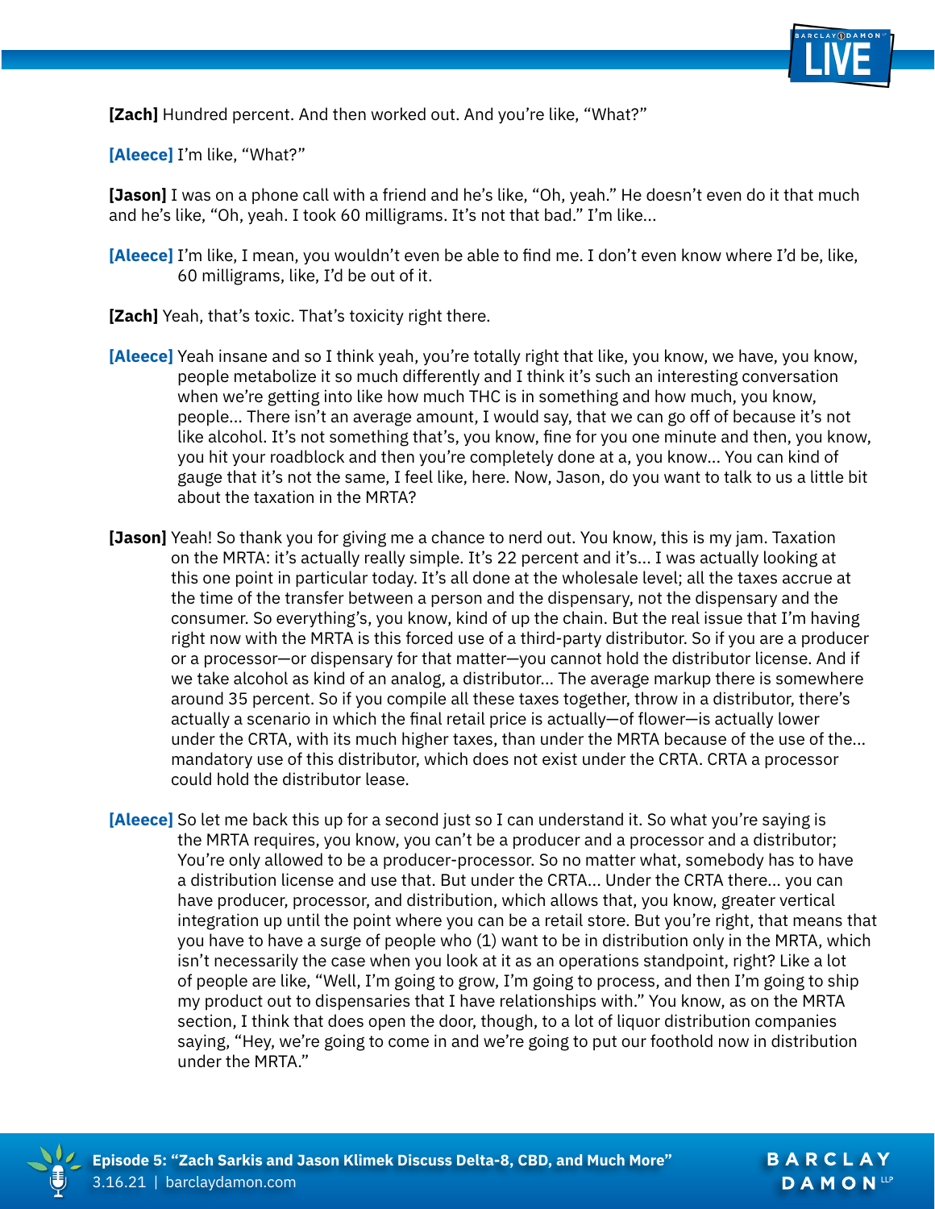**[Zach]** Hundred percent. And then worked out. And you're like, "What?"

**[Aleece]** I'm like, "What?"

**[Jason]** I was on a phone call with a friend and he's like, "Oh, yeah." He doesn't even do it that much and he's like, "Oh, yeah. I took 60 milligrams. It's not that bad." I'm like...

**[Aleece]** I'm like, I mean, you wouldn't even be able to find me. I don't even know where I'd be, like, 60 milligrams, like, I'd be out of it.

**[Zach]** Yeah, that's toxic. That's toxicity right there.

**[Aleece]** Yeah insane and so I think yeah, you're totally right that like, you know, we have, you know, people metabolize it so much differently and I think it's such an interesting conversation when we're getting into like how much THC is in something and how much, you know, people... There isn't an average amount, I would say, that we can go off of because it's not like alcohol. It's not something that's, you know, fine for you one minute and then, you know, you hit your roadblock and then you're completely done at a, you know... You can kind of gauge that it's not the same, I feel like, here. Now, Jason, do you want to talk to us a little bit about the taxation in the MRTA?

**[Jason]** Yeah! So thank you for giving me a chance to nerd out. You know, this is my jam. Taxation on the MRTA: it's actually really simple. It's 22 percent and it's... I was actually looking at this one point in particular today. It's all done at the wholesale level; all the taxes accrue at the time of the transfer between a person and the dispensary, not the dispensary and the consumer. So everything's, you know, kind of up the chain. But the real issue that I'm having right now with the MRTA is this forced use of a third-party distributor. So if you are a producer or a processor—or dispensary for that matter—you cannot hold the distributor license. And if we take alcohol as kind of an analog, a distributor... The average markup there is somewhere around 35 percent. So if you compile all these taxes together, throw in a distributor, there's actually a scenario in which the final retail price is actually—of flower—is actually lower under the CRTA, with its much higher taxes, than under the MRTA because of the use of the... mandatory use of this distributor, which does not exist under the CRTA. CRTA a processor could hold the distributor lease.

**[Aleece]** So let me back this up for a second just so I can understand it. So what you're saying is the MRTA requires, you know, you can't be a producer and a processor and a distributor; You're only allowed to be a producer-processor. So no matter what, somebody has to have a distribution license and use that. But under the CRTA... Under the CRTA there... you can have producer, processor, and distribution, which allows that, you know, greater vertical integration up until the point where you can be a retail store. But you're right, that means that you have to have a surge of people who (1) want to be in distribution only in the MRTA, which isn't necessarily the case when you look at it as an operations standpoint, right? Like a lot of people are like, "Well, I'm going to grow, I'm going to process, and then I'm going to ship my product out to dispensaries that I have relationships with." You know, as on the MRTA section, I think that does open the door, though, to a lot of liquor distribution companies saying, "Hey, we're going to come in and we're going to put our foothold now in distribution under the MRTA."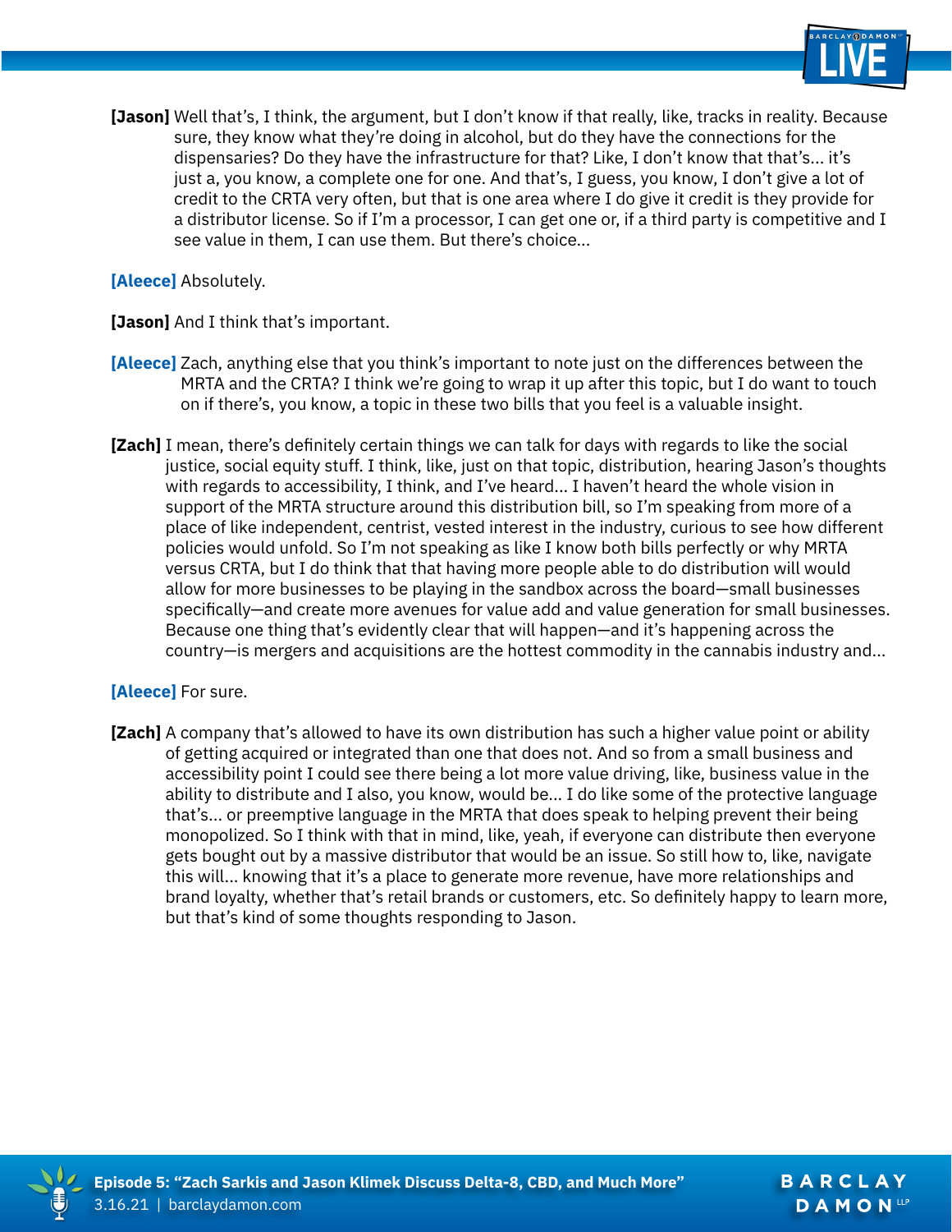**[Jason]** Well that's, I think, the argument, but I don't know if that really, like, tracks in reality. Because sure, they know what they're doing in alcohol, but do they have the connections for the dispensaries? Do they have the infrastructure for that? Like, I don't know that that's... it's just a, you know, a complete one for one. And that's, I guess, you know, I don't give a lot of credit to the CRTA very often, but that is one area where I do give it credit is they provide for a distributor license. So if I'm a processor, I can get one or, if a third party is competitive and I see value in them, I can use them. But there's choice...

**[Aleece]** Absolutely.

**[Jason]** And I think that's important.

**[Aleece]** Zach, anything else that you think's important to note just on the differences between the MRTA and the CRTA? I think we're going to wrap it up after this topic, but I do want to touch on if there's, you know, a topic in these two bills that you feel is a valuable insight.

**[Zach]** I mean, there's definitely certain things we can talk for days with regards to like the social justice, social equity stuff. I think, like, just on that topic, distribution, hearing Jason's thoughts with regards to accessibility, I think, and I've heard... I haven't heard the whole vision in support of the MRTA structure around this distribution bill, so I'm speaking from more of a place of like independent, centrist, vested interest in the industry, curious to see how different policies would unfold. So I'm not speaking as like I know both bills perfectly or why MRTA versus CRTA, but I do think that that having more people able to do distribution will would allow for more businesses to be playing in the sandbox across the board—small businesses specifically—and create more avenues for value add and value generation for small businesses. Because one thing that's evidently clear that will happen—and it's happening across the country—is mergers and acquisitions are the hottest commodity in the cannabis industry and...

**[Aleece]** For sure.

**[Zach]** A company that's allowed to have its own distribution has such a higher value point or ability of getting acquired or integrated than one that does not. And so from a small business and accessibility point I could see there being a lot more value driving, like, business value in the ability to distribute and I also, you know, would be... I do like some of the protective language that's... or preemptive language in the MRTA that does speak to helping prevent their being monopolized. So I think with that in mind, like, yeah, if everyone can distribute then everyone gets bought out by a massive distributor that would be an issue. So still how to, like, navigate this will... knowing that it's a place to generate more revenue, have more relationships and brand loyalty, whether that's retail brands or customers, etc. So definitely happy to learn more, but that's kind of some thoughts responding to Jason.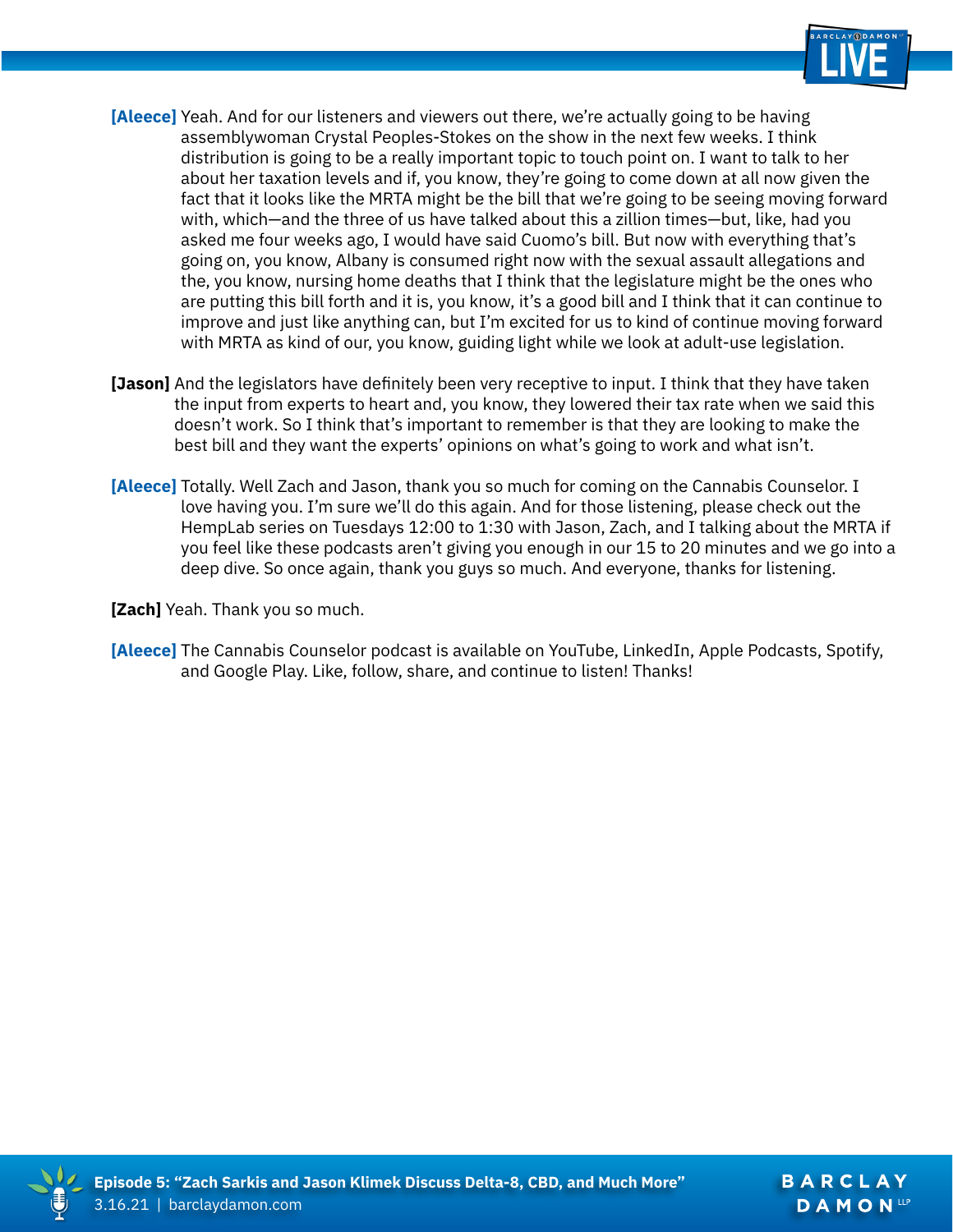**[Aleece]** Yeah. And for our listeners and viewers out there, we're actually going to be having assemblywoman Crystal Peoples-Stokes on the show in the next few weeks. I think distribution is going to be a really important topic to touch point on. I want to talk to her about her taxation levels and if, you know, they're going to come down at all now given the fact that it looks like the MRTA might be the bill that we're going to be seeing moving forward with, which—and the three of us have talked about this a zillion times—but, like, had you asked me four weeks ago, I would have said Cuomo's bill. But now with everything that's going on, you know, Albany is consumed right now with the sexual assault allegations and the, you know, nursing home deaths that I think that the legislature might be the ones who are putting this bill forth and it is, you know, it's a good bill and I think that it can continue to improve and just like anything can, but I'm excited for us to kind of continue moving forward with MRTA as kind of our, you know, guiding light while we look at adult-use legislation.

**[Jason]** And the legislators have definitely been very receptive to input. I think that they have taken the input from experts to heart and, you know, they lowered their tax rate when we said this doesn't work. So I think that's important to remember is that they are looking to make the best bill and they want the experts' opinions on what's going to work and what isn't.

**[Aleece]** Totally. Well Zach and Jason, thank you so much for coming on the Cannabis Counselor. I love having you. I'm sure we'll do this again. And for those listening, please check out the HempLab series on Tuesdays 12:00 to 1:30 with Jason, Zach, and I talking about the MRTA if you feel like these podcasts aren't giving you enough in our 15 to 20 minutes and we go into a deep dive. So once again, thank you guys so much. And everyone, thanks for listening.

**[Zach]** Yeah. Thank you so much.

**[Aleece]** The Cannabis Counselor podcast is available on YouTube, LinkedIn, Apple Podcasts, Spotify, and Google Play. Like, follow, share, and continue to listen! Thanks!